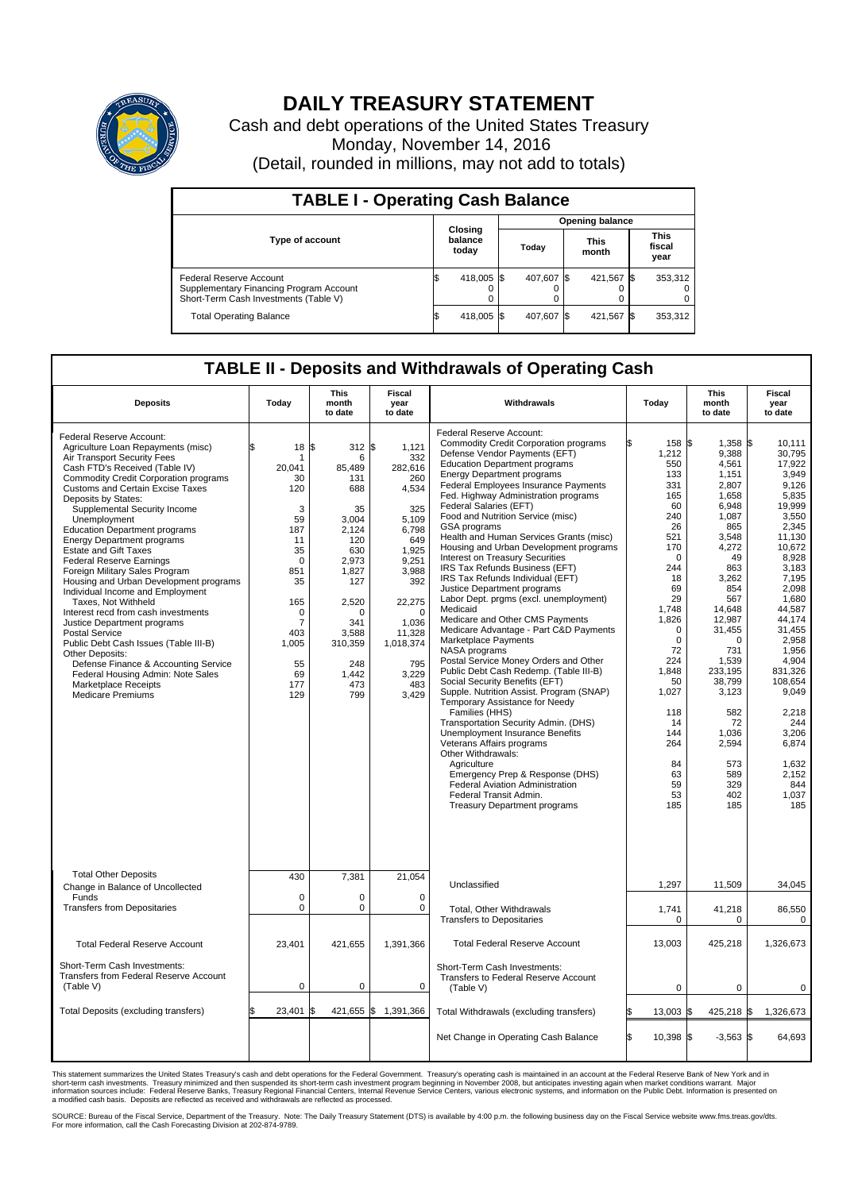# DAILY TREASURY STATEMENT

Cash and debt operations of the United States Treasury

Monday, November 14, 2016

(Detail, rounded in millions, may not add to totals)

## TABLE I - Operating Cash Balance

| Type of account | Closing balance today | Opening balance Today | Opening balance This month | Opening balance This fiscal year |
|---|---|---|---|---|
| Federal Reserve Account | $ 418,005 | $ 407,607 | $ 421,567 | $ 353,312 |
| Supplementary Financing Program Account | 0 | 0 | 0 | 0 |
| Short-Term Cash Investments (Table V) | 0 | 0 | 0 | 0 |
| Total Operating Balance | $ 418,005 | $ 407,607 | $ 421,567 | $ 353,312 |

## TABLE II - Deposits and Withdrawals of Operating Cash

| Deposits | Today | This month to date | Fiscal year to date | Withdrawals | Today | This month to date | Fiscal year to date |
|---|---|---|---|---|---|---|---|
| Federal Reserve Account: | | | | Federal Reserve Account: | | | |
| Agriculture Loan Repayments (misc) | $ 18 | $ 312 | $ 1,121 | Commodity Credit Corporation programs | $ 158 | $ 1,358 | $ 10,111 |
| Air Transport Security Fees | 1 | 6 | 332 | Defense Vendor Payments (EFT) | 1,212 | 9,388 | 30,795 |
| Cash FTD's Received (Table IV) | 20,041 | 85,489 | 282,616 | Education Department programs | 550 | 4,561 | 17,922 |
| Commodity Credit Corporation programs | 30 | 131 | 260 | Energy Department programs | 133 | 1,151 | 3,949 |
| Customs and Certain Excise Taxes | 120 | 688 | 4,534 | Federal Employees Insurance Payments | 331 | 2,807 | 9,126 |
| Deposits by States: | | | | Fed. Highway Administration programs | 165 | 1,658 | 5,835 |
| Supplemental Security Income | 3 | 35 | 325 | Federal Salaries (EFT) | 60 | 6,948 | 19,999 |
| Unemployment | 59 | 3,004 | 5,109 | Food and Nutrition Service (misc) | 240 | 1,087 | 3,550 |
| Education Department programs | 187 | 2,124 | 6,798 | GSA programs | 26 | 865 | 2,345 |
| Energy Department programs | 11 | 120 | 649 | Health and Human Services Grants (misc) | 521 | 3,548 | 11,130 |
| Estate and Gift Taxes | 35 | 630 | 1,925 | Housing and Urban Development programs | 170 | 4,272 | 10,672 |
| Federal Reserve Earnings | 0 | 2,973 | 9,251 | Interest on Treasury Securities | 0 | 49 | 8,928 |
| Foreign Military Sales Program | 851 | 1,827 | 3,988 | IRS Tax Refunds Business (EFT) | 244 | 863 | 3,183 |
| Housing and Urban Development programs | 35 | 127 | 392 | IRS Tax Refunds Individual (EFT) | 18 | 3,262 | 7,195 |
| Individual Income and Employment | | | | Justice Department programs | 69 | 854 | 2,098 |
| Taxes, Not Withheld | 165 | 2,520 | 22,275 | Labor Dept. prgms (excl. unemployment) | 29 | 567 | 1,680 |
| Interest recd from cash investments | 0 | 0 | 0 | Medicaid | 1,748 | 14,648 | 44,587 |
| Justice Department programs | 7 | 341 | 1,036 | Medicare and Other CMS Payments | 1,826 | 12,987 | 44,174 |
| Postal Service | 403 | 3,588 | 11,328 | Medicare Advantage - Part C&D Payments | 0 | 31,455 | 31,455 |
| Public Debt Cash Issues (Table III-B) | 1,005 | 310,359 | 1,018,374 | Marketplace Payments | 0 | 0 | 2,958 |
| Other Deposits: | | | | NASA programs | 72 | 731 | 1,956 |
| Defense Finance & Accounting Service | 55 | 248 | 795 | Postal Service Money Orders and Other | 224 | 1,539 | 4,904 |
| Federal Housing Admin: Note Sales | 69 | 1,442 | 3,229 | Public Debt Cash Redemp. (Table III-B) | 1,848 | 233,195 | 831,326 |
| Marketplace Receipts | 177 | 473 | 483 | Social Security Benefits (EFT) | 50 | 38,799 | 108,654 |
| Medicare Premiums | 129 | 799 | 3,429 | Supple. Nutrition Assist. Program (SNAP) | 1,027 | 3,123 | 9,049 |
| | | | | Temporary Assistance for Needy Families (HHS) | 118 | 582 | 2,218 |
| | | | | Transportation Security Admin. (DHS) | 14 | 72 | 244 |
| | | | | Unemployment Insurance Benefits | 144 | 1,036 | 3,206 |
| | | | | Veterans Affairs programs | 264 | 2,594 | 6,874 |
| | | | | Other Withdrawals: | | | |
| | | | | Agriculture | 84 | 573 | 1,632 |
| | | | | Emergency Prep & Response (DHS) | 63 | 589 | 2,152 |
| | | | | Federal Aviation Administration | 59 | 329 | 844 |
| | | | | Federal Transit Admin. | 53 | 402 | 1,037 |
| | | | | Treasury Department programs | 185 | 185 | 185 |
| Total Other Deposits | 430 | 7,381 | 21,054 | Unclassified | 1,297 | 11,509 | 34,045 |
| Change in Balance of Uncollected Funds | 0 | 0 | 0 | | | | |
| Transfers from Depositaries | 0 | 0 | 0 | Total, Other Withdrawals | 1,741 | 41,218 | 86,550 |
| | | | | Transfers to Depositaries | 0 | 0 | 0 |
| Total Federal Reserve Account | 23,401 | 421,655 | 1,391,366 | Total Federal Reserve Account | 13,003 | 425,218 | 1,326,673 |
| Short-Term Cash Investments: Transfers from Federal Reserve Account (Table V) | 0 | 0 | 0 | Short-Term Cash Investments: Transfers to Federal Reserve Account (Table V) | 0 | 0 | 0 |
| Total Deposits (excluding transfers) | $ 23,401 | $ 421,655 | $ 1,391,366 | Total Withdrawals (excluding transfers) | $ 13,003 | $ 425,218 | $ 1,326,673 |
| | | | | Net Change in Operating Cash Balance | $ 10,398 | $ -3,563 | $ 64,693 |

This statement summarizes the United States Treasury's cash and debt operations for the Federal Government. Treasury's operating cash is maintained in an account at the Federal Reserve Bank of New York and in short-term cash investments. Treasury minimized and then suspended its short-term cash investment program beginning in November 2008, but anticipates investing again when market conditions warrant. Major information sources include: Federal Reserve Banks, Treasury Regional Financial Centers, Internal Revenue Service Centers, various electronic systems, and information on the Public Debt. Information is presented on a modified cash basis. Deposits are reflected as received and withdrawals are reflected as processed.

SOURCE: Bureau of the Fiscal Service, Department of the Treasury. Note: The Daily Treasury Statement (DTS) is available by 4:00 p.m. the following business day on the Fiscal Service website www.fms.treas.gov/dts. For more information, call the Cash Forecasting Division at 202-874-9789.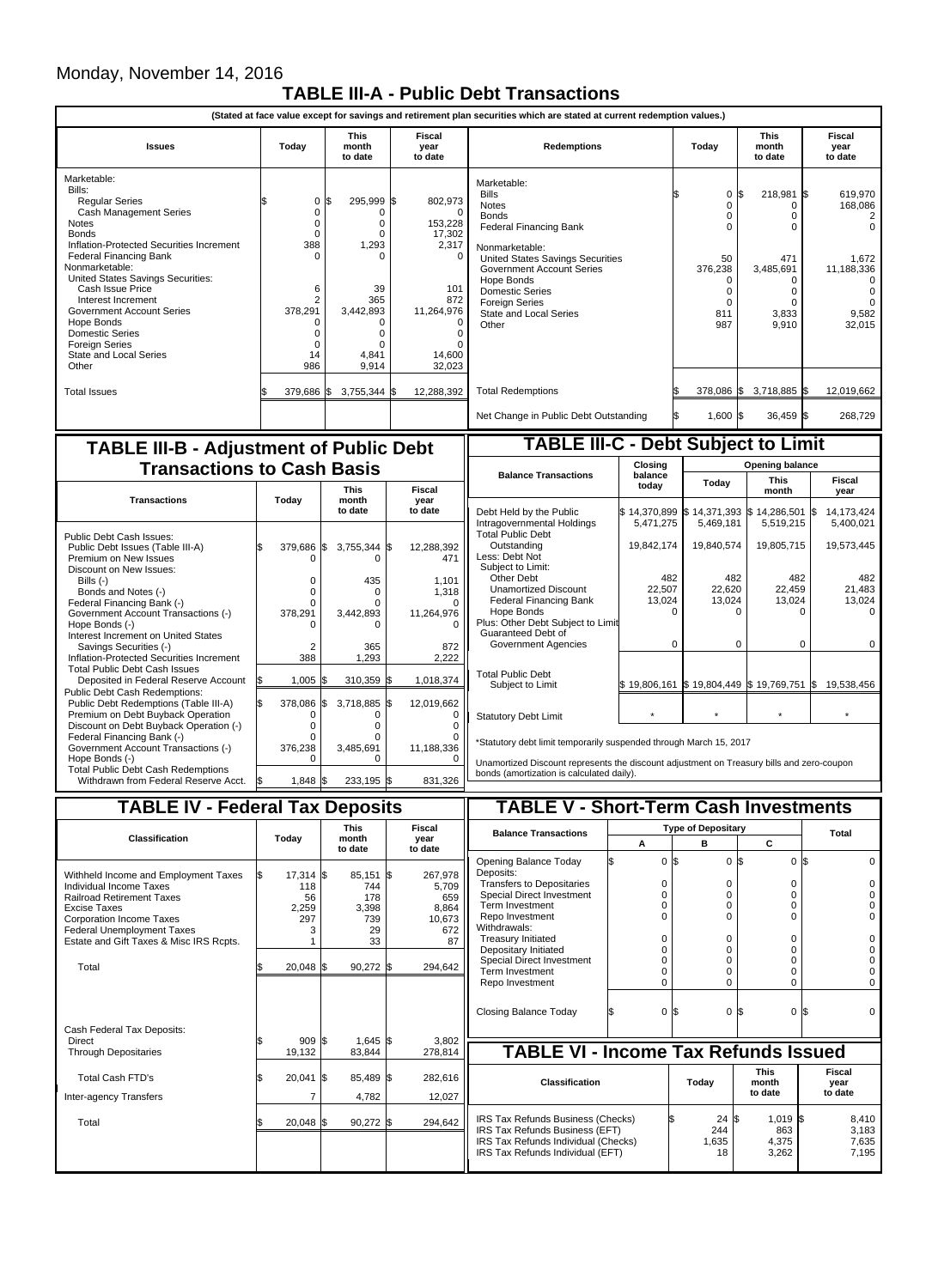Monday, November 14, 2016

# TABLE III-A - Public Debt Transactions

(Stated at face value except for savings and retirement plan securities which are stated at current redemption values.)

| Issues | Today | This month to date | Fiscal year to date |
|---|---|---|---|
| Marketable: | | | |
| Bills: | | | |
| Regular Series | $ 0 | $ 295,999 | $ 802,973 |
| Cash Management Series | 0 | 0 | 0 |
| Notes | 0 | 0 | 153,228 |
| Bonds | 0 | 0 | 17,302 |
| Inflation-Protected Securities Increment | 388 | 1,293 | 2,317 |
| Federal Financing Bank | 0 | 0 | 0 |
| Nonmarketable: | | | |
| United States Savings Securities: | | | |
| Cash Issue Price | 6 | 39 | 101 |
| Interest Increment | 2 | 365 | 872 |
| Government Account Series | 378,291 | 3,442,893 | 11,264,976 |
| Hope Bonds | 0 | 0 | 0 |
| Domestic Series | 0 | 0 | 0 |
| Foreign Series | 0 | 0 | 0 |
| State and Local Series | 14 | 4,841 | 14,600 |
| Other | 986 | 9,914 | 32,023 |
| Total Issues | $ 379,686 | $ 3,755,344 | $ 12,288,392 |

| Redemptions | Today | This month to date | Fiscal year to date |
|---|---|---|---|
| Marketable: | | | |
| Bills | $ 0 | $ 218,981 | $ 619,970 |
| Notes | 0 | 0 | 168,086 |
| Bonds | 0 | 0 | 2 |
| Federal Financing Bank | 0 | 0 | 0 |
| Nonmarketable: | | | |
| United States Savings Securities | 50 | 471 | 1,672 |
| Government Account Series | 376,238 | 3,485,691 | 11,188,336 |
| Hope Bonds | 0 | 0 | 0 |
| Domestic Series | 0 | 0 | 0 |
| Foreign Series | 0 | 0 | 0 |
| State and Local Series | 811 | 3,833 | 9,582 |
| Other | 987 | 9,910 | 32,015 |
| Total Redemptions | $ 378,086 | $ 3,718,885 | $ 12,019,662 |
| Net Change in Public Debt Outstanding | $ 1,600 | $ 36,459 | $ 268,729 |

# TABLE III-B - Adjustment of Public Debt Transactions to Cash Basis

| Transactions | Today | This month to date | Fiscal year to date |
|---|---|---|---|
| Public Debt Cash Issues: | | | |
| Public Debt Issues (Table III-A) | $ 379,686 | $ 3,755,344 | $ 12,288,392 |
| Premium on New Issues | 0 | 0 | 471 |
| Discount on New Issues: | | | |
| Bills (-) | 0 | 435 | 1,101 |
| Bonds and Notes (-) | 0 | 0 | 1,318 |
| Federal Financing Bank (-) | 0 | 0 | 0 |
| Government Account Transactions (-) | 378,291 | 3,442,893 | 11,264,976 |
| Hope Bonds (-) | 0 | 0 | 0 |
| Interest Increment on United States Savings Securities (-) | 2 | 365 | 872 |
| Inflation-Protected Securities Increment | 388 | 1,293 | 2,222 |
| Total Public Debt Cash Issues Deposited in Federal Reserve Account | $ 1,005 | $ 310,359 | $ 1,018,374 |
| Public Debt Cash Redemptions: | | | |
| Public Debt Redemptions (Table III-A) | $ 378,086 | $ 3,718,885 | $ 12,019,662 |
| Premium on Debt Buyback Operation | 0 | 0 | 0 |
| Discount on Debt Buyback Operation (-) | 0 | 0 | 0 |
| Federal Financing Bank (-) | 0 | 0 | 0 |
| Government Account Transactions (-) | 376,238 | 3,485,691 | 11,188,336 |
| Hope Bonds (-) | 0 | 0 | 0 |
| Total Public Debt Cash Redemptions Withdrawn from Federal Reserve Acct. | $ 1,848 | $ 233,195 | $ 831,326 |

# TABLE III-C - Debt Subject to Limit

| Balance Transactions | Closing balance today | Opening balance Today | Opening balance This month | Opening balance Fiscal year |
|---|---|---|---|---|
| Debt Held by the Public | $ 14,370,899 | $ 14,371,393 | $ 14,286,501 | $ 14,173,424 |
| Intragovernmental Holdings | 5,471,275 | 5,469,181 | 5,519,215 | 5,400,021 |
| Total Public Debt Outstanding | 19,842,174 | 19,840,574 | 19,805,715 | 19,573,445 |
| Less: Debt Not Subject to Limit: | | | | |
| Other Debt | 482 | 482 | 482 | 482 |
| Unamortized Discount | 22,507 | 22,620 | 22,459 | 21,483 |
| Federal Financing Bank | 13,024 | 13,024 | 13,024 | 13,024 |
| Hope Bonds | 0 | 0 | 0 | 0 |
| Plus: Other Debt Subject to Limit Guaranteed Debt of Government Agencies | 0 | 0 | 0 | 0 |
| Total Public Debt Subject to Limit | $ 19,806,161 | $ 19,804,449 | $ 19,769,751 | $ 19,538,456 |
| Statutory Debt Limit | * | * | * | * |

*Statutory debt limit temporarily suspended through March 15, 2017

Unamortized Discount represents the discount adjustment on Treasury bills and zero-coupon bonds (amortization is calculated daily).

# TABLE IV - Federal Tax Deposits

| Classification | Today | This month to date | Fiscal year to date |
|---|---|---|---|
| Withheld Income and Employment Taxes | $ 17,314 | $ 85,151 | $ 267,978 |
| Individual Income Taxes | 118 | 744 | 5,709 |
| Railroad Retirement Taxes | 56 | 178 | 659 |
| Excise Taxes | 2,259 | 3,398 | 8,864 |
| Corporation Income Taxes | 297 | 739 | 10,673 |
| Federal Unemployment Taxes | 3 | 29 | 672 |
| Estate and Gift Taxes & Misc IRS Rcpts. | 1 | 33 | 87 |
| Total | $ 20,048 | $ 90,272 | $ 294,642 |
| Cash Federal Tax Deposits: | | | |
| Direct | $ 909 | $ 1,645 | $ 3,802 |
| Through Depositaries | 19,132 | 83,844 | 278,814 |
| Total Cash FTD's | $ 20,041 | $ 85,489 | $ 282,616 |
| Inter-agency Transfers | 7 | 4,782 | 12,027 |
| Total | $ 20,048 | $ 90,272 | $ 294,642 |

# TABLE V - Short-Term Cash Investments

| Balance Transactions | Type of Depositary A | Type of Depositary B | Type of Depositary C | Total |
|---|---|---|---|---|
| Opening Balance Today | $ 0 | $ 0 | $ 0 | $ 0 |
| Deposits: | | | | |
| Transfers to Depositaries | 0 | 0 | 0 | 0 |
| Special Direct Investment | 0 | 0 | 0 | 0 |
| Term Investment | 0 | 0 | 0 | 0 |
| Repo Investment | 0 | 0 | 0 | 0 |
| Withdrawals: | | | | |
| Treasury Initiated | 0 | 0 | 0 | 0 |
| Depositary Initiated | 0 | 0 | 0 | 0 |
| Special Direct Investment | 0 | 0 | 0 | 0 |
| Term Investment | 0 | 0 | 0 | 0 |
| Repo Investment | 0 | 0 | 0 | 0 |
| Closing Balance Today | $ 0 | $ 0 | $ 0 | $ 0 |

# TABLE VI - Income Tax Refunds Issued

| Classification | Today | This month to date | Fiscal year to date |
|---|---|---|---|
| IRS Tax Refunds Business (Checks) | $ 24 | $ 1,019 | $ 8,410 |
| IRS Tax Refunds Business (EFT) | 244 | 863 | 3,183 |
| IRS Tax Refunds Individual (Checks) | 1,635 | 4,375 | 7,635 |
| IRS Tax Refunds Individual (EFT) | 18 | 3,262 | 7,195 |